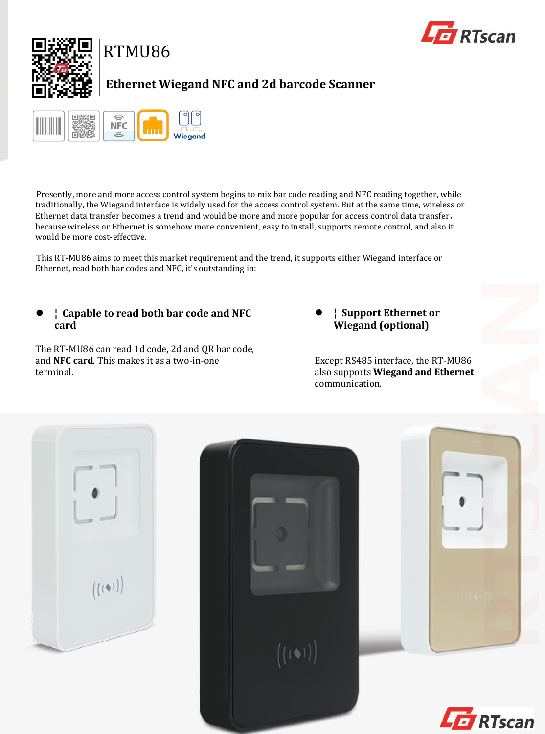# RTMU86

## Ethernet Wiegand NFC and 2d barcode Scanner

Wiegand

Presently, more and more access control system begins to mix bar code reading and NFC reading together, while traditionally, the Wiegand interface is widely used for the access control system. But at the same time, wireless or Ethernet data transfer becomes a trend and would be more and more popular for access control data transfer, because wireless or Ethernet is somehow more convenient, easy to install, supports remote control, and also it would be more cost-effective.

This RT-MU86 aims to meet this market requirement and the trend, it supports either Wiegand interface or Ethernet, read both bar codes and NFC, it's outstanding in:

- **¦ Capable to read both bar code and NFC card**

The RT-MU86 can read 1d code, 2d and QR bar code, and **NFC card**. This makes it as a two-in-one terminal.

- **¦ Support Ethernet or Wiegand (optional)**

Except RS485 interface, the RT-MU86 also supports **Wiegand and Ethernet** communication.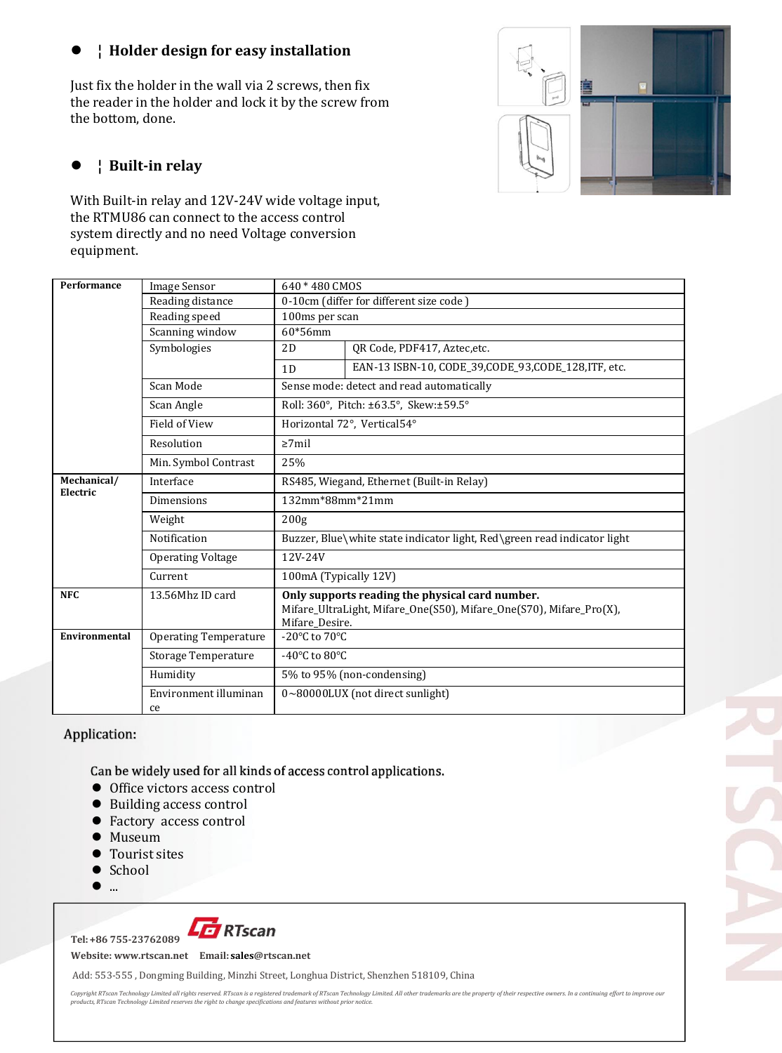## ¦ Holder design for easy installation

Just fix the holder in the wall via 2 screws, then fix the reader in the holder and lock it by the screw from the bottom, done.

## ¦ Built-in relay

With Built-in relay and 12V-24V wide voltage input, the RTMU86 can connect to the access control system directly and no need Voltage conversion equipment.

| | | | |
|---|---|---|---|
| **Performance** | Image Sensor | 640 * 480 CMOS | |
| | Reading distance | 0-10cm (differ for different size code ) | |
| | Reading speed | 100ms per scan | |
| | Scanning window | 60*56mm | |
| | Symbologies | 2D | QR Code, PDF417, Aztec,etc. |
| | | 1D | EAN-13 ISBN-10, CODE_39,CODE_93,CODE_128,ITF, etc. |
| | Scan Mode | Sense mode: detect and read automatically | |
| | Scan Angle | Roll: 360°, Pitch: ±63.5°, Skew:±59.5° | |
| | Field of View | Horizontal 72°, Vertical54° | |
| | Resolution | ≥7mil | |
| | Min. Symbol Contrast | 25% | |
| **Mechanical/ Electric** | Interface | RS485, Wiegand, Ethernet (Built-in Relay) | |
| | Dimensions | 132mm*88mm*21mm | |
| | Weight | 200g | |
| | Notification | Buzzer, Blue\white state indicator light, Red\green read indicator light | |
| | Operating Voltage | 12V-24V | |
| | Current | 100mA (Typically 12V) | |
| **NFC** | 13.56Mhz ID card | **Only supports reading the physical card number.** Mifare_UltraLight, Mifare_One(S50), Mifare_One(S70), Mifare_Pro(X), Mifare_Desire. | |
| **Environmental** | Operating Temperature | -20°C to 70°C | |
| | Storage Temperature | -40°C to 80°C | |
| | Humidity | 5% to 95% (non-condensing) | |
| | Environment illuminance | 0~80000LUX (not direct sunlight) | |

## Application:

Can be widely used for all kinds of access control applications.

- Office victors access control
- Building access control
- Factory access control
- Museum
- Tourist sites
- School
- ...

Tel: +86 755-23762089 RTscan

Website: www.rtscan.net Email: sales@rtscan.net

Add: 553-555 , Dongming Building, Minzhi Street, Longhua District, Shenzhen 518109, China

*Copyright RTscan Technology Limited all rights reserved. RTscan is a registered trademark of RTscan Technology Limited. All other trademarks are the property of their respective owners. In a continuing effort to improve our products, RTscan Technology Limited reserves the right to change specifications and features without prior notice.*